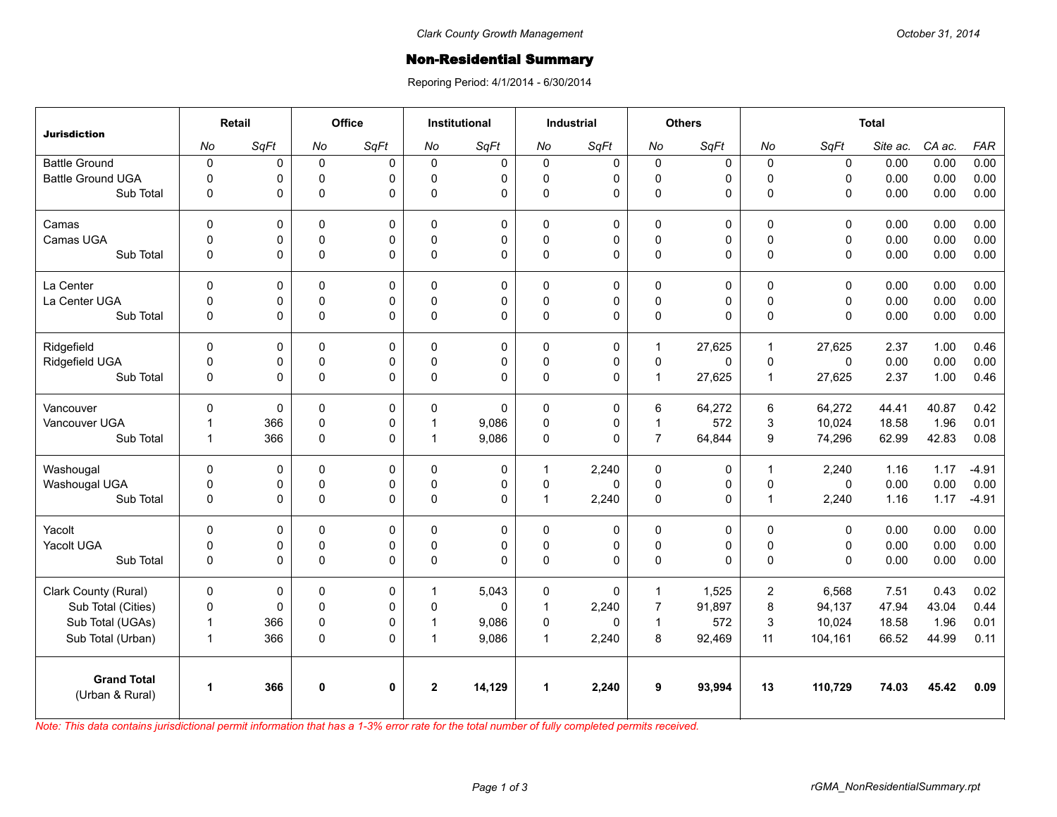Clark County Growth Management

October 31, 2014

# Non-Residential Summary

Reporing Period: 4/1/2014 - 6/30/2014

| Jurisdiction | Retail | | Office | | Institutional | | Industrial | | Others | | Total | | | | |
|---|---|---|---|---|---|---|---|---|---|---|---|---|---|---|---|
| | *No* | *SqFt* | *No* | *SqFt* | *No* | *SqFt* | *No* | *SqFt* | *No* | *SqFt* | *No* | *SqFt* | *Site ac.* | *CA ac.* | *FAR* |
| Battle Ground | 0 | 0 | 0 | 0 | 0 | 0 | 0 | 0 | 0 | 0 | 0 | 0 | 0.00 | 0.00 | 0.00 |
| Battle Ground UGA | 0 | 0 | 0 | 0 | 0 | 0 | 0 | 0 | 0 | 0 | 0 | 0 | 0.00 | 0.00 | 0.00 |
| Sub Total | 0 | 0 | 0 | 0 | 0 | 0 | 0 | 0 | 0 | 0 | 0 | 0 | 0.00 | 0.00 | 0.00 |
| Camas | 0 | 0 | 0 | 0 | 0 | 0 | 0 | 0 | 0 | 0 | 0 | 0 | 0.00 | 0.00 | 0.00 |
| Camas UGA | 0 | 0 | 0 | 0 | 0 | 0 | 0 | 0 | 0 | 0 | 0 | 0 | 0.00 | 0.00 | 0.00 |
| Sub Total | 0 | 0 | 0 | 0 | 0 | 0 | 0 | 0 | 0 | 0 | 0 | 0 | 0.00 | 0.00 | 0.00 |
| La Center | 0 | 0 | 0 | 0 | 0 | 0 | 0 | 0 | 0 | 0 | 0 | 0 | 0.00 | 0.00 | 0.00 |
| La Center UGA | 0 | 0 | 0 | 0 | 0 | 0 | 0 | 0 | 0 | 0 | 0 | 0 | 0.00 | 0.00 | 0.00 |
| Sub Total | 0 | 0 | 0 | 0 | 0 | 0 | 0 | 0 | 0 | 0 | 0 | 0 | 0.00 | 0.00 | 0.00 |
| Ridgefield | 0 | 0 | 0 | 0 | 0 | 0 | 0 | 0 | 1 | 27,625 | 1 | 27,625 | 2.37 | 1.00 | 0.46 |
| Ridgefield UGA | 0 | 0 | 0 | 0 | 0 | 0 | 0 | 0 | 0 | 0 | 0 | 0 | 0.00 | 0.00 | 0.00 |
| Sub Total | 0 | 0 | 0 | 0 | 0 | 0 | 0 | 0 | 1 | 27,625 | 1 | 27,625 | 2.37 | 1.00 | 0.46 |
| Vancouver | 0 | 0 | 0 | 0 | 0 | 0 | 0 | 0 | 6 | 64,272 | 6 | 64,272 | 44.41 | 40.87 | 0.42 |
| Vancouver UGA | 1 | 366 | 0 | 0 | 1 | 9,086 | 0 | 0 | 1 | 572 | 3 | 10,024 | 18.58 | 1.96 | 0.01 |
| Sub Total | 1 | 366 | 0 | 0 | 1 | 9,086 | 0 | 0 | 7 | 64,844 | 9 | 74,296 | 62.99 | 42.83 | 0.08 |
| Washougal | 0 | 0 | 0 | 0 | 0 | 0 | 1 | 2,240 | 0 | 0 | 1 | 2,240 | 1.16 | 1.17 | -4.91 |
| Washougal UGA | 0 | 0 | 0 | 0 | 0 | 0 | 0 | 0 | 0 | 0 | 0 | 0 | 0.00 | 0.00 | 0.00 |
| Sub Total | 0 | 0 | 0 | 0 | 0 | 0 | 1 | 2,240 | 0 | 0 | 1 | 2,240 | 1.16 | 1.17 | -4.91 |
| Yacolt | 0 | 0 | 0 | 0 | 0 | 0 | 0 | 0 | 0 | 0 | 0 | 0 | 0.00 | 0.00 | 0.00 |
| Yacolt UGA | 0 | 0 | 0 | 0 | 0 | 0 | 0 | 0 | 0 | 0 | 0 | 0 | 0.00 | 0.00 | 0.00 |
| Sub Total | 0 | 0 | 0 | 0 | 0 | 0 | 0 | 0 | 0 | 0 | 0 | 0 | 0.00 | 0.00 | 0.00 |
| Clark County (Rural) | 0 | 0 | 0 | 0 | 1 | 5,043 | 0 | 0 | 1 | 1,525 | 2 | 6,568 | 7.51 | 0.43 | 0.02 |
| Sub Total (Cities) | 0 | 0 | 0 | 0 | 0 | 0 | 1 | 2,240 | 7 | 91,897 | 8 | 94,137 | 47.94 | 43.04 | 0.44 |
| Sub Total (UGAs) | 1 | 366 | 0 | 0 | 1 | 9,086 | 0 | 0 | 1 | 572 | 3 | 10,024 | 18.58 | 1.96 | 0.01 |
| Sub Total (Urban) | 1 | 366 | 0 | 0 | 1 | 9,086 | 1 | 2,240 | 8 | 92,469 | 11 | 104,161 | 66.52 | 44.99 | 0.11 |
| **Grand Total** (Urban & Rural) | **1** | **366** | **0** | **0** | **2** | **14,129** | **1** | **2,240** | **9** | **93,994** | **13** | **110,729** | **74.03** | **45.42** | **0.09** |

*Note: This data contains jurisdictional permit information that has a 1-3% error rate for the total number of fully completed permits received.*

rGMA_NonResidentialSummary.rpt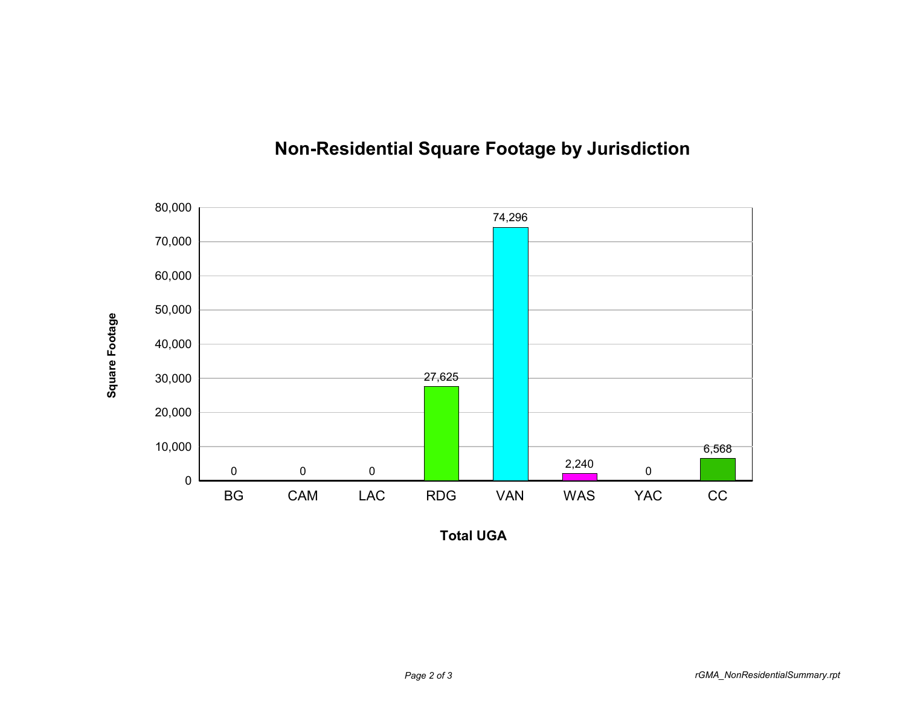# Non-Residential Square Footage by Jurisdiction

| Total UGA | Square Footage |
|---|---|
| BG | 0 |
| CAM | 0 |
| LAC | 0 |
| RDG | 27,625 |
| VAN | 74,296 |
| WAS | 2,240 |
| YAC | 0 |
| CC | 6,568 |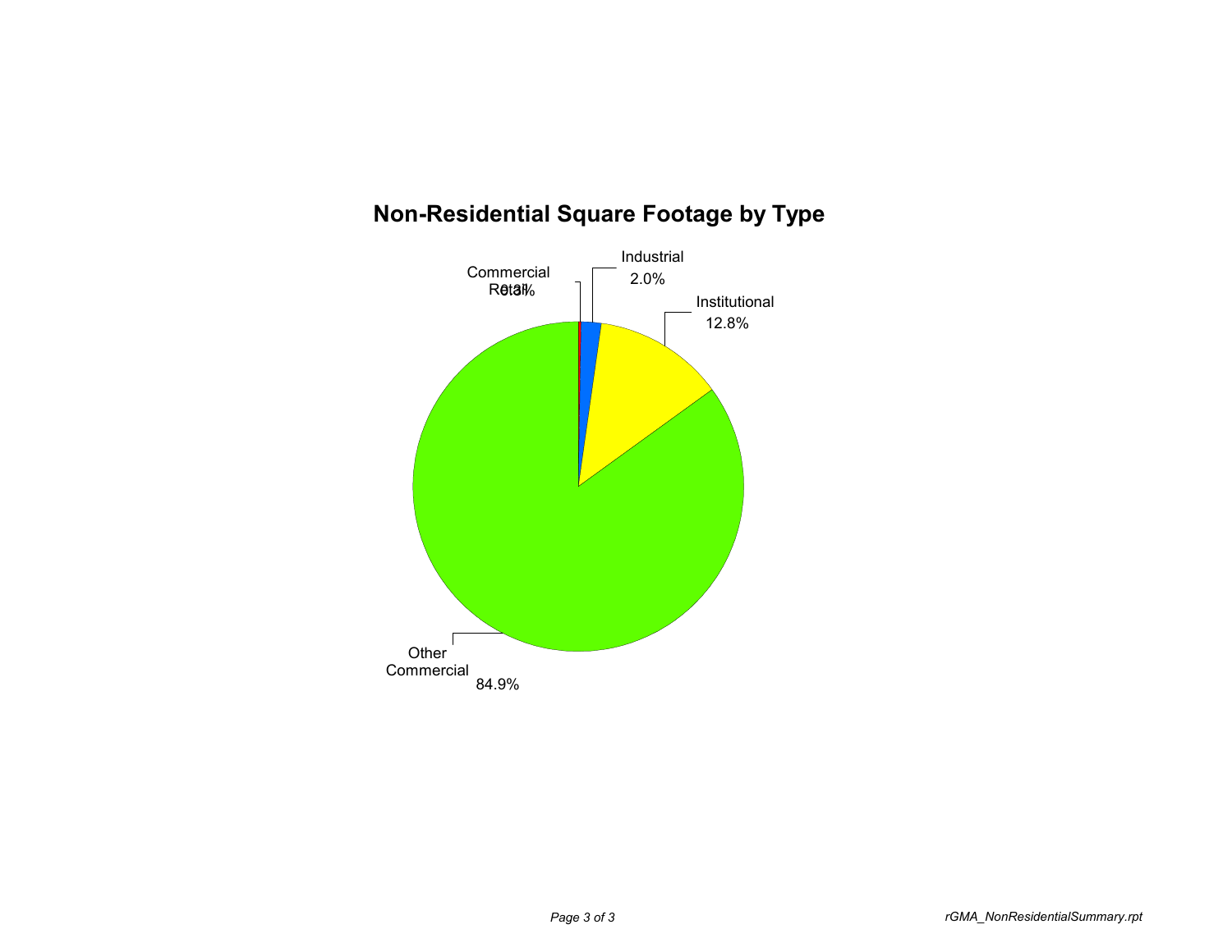## Non-Residential Square Footage by Type

Commercial Retail
0.3%

Industrial
2.0%

Institutional
12.8%

Other Commercial
84.9%

*rGMA_NonResidentialSummary.rpt*